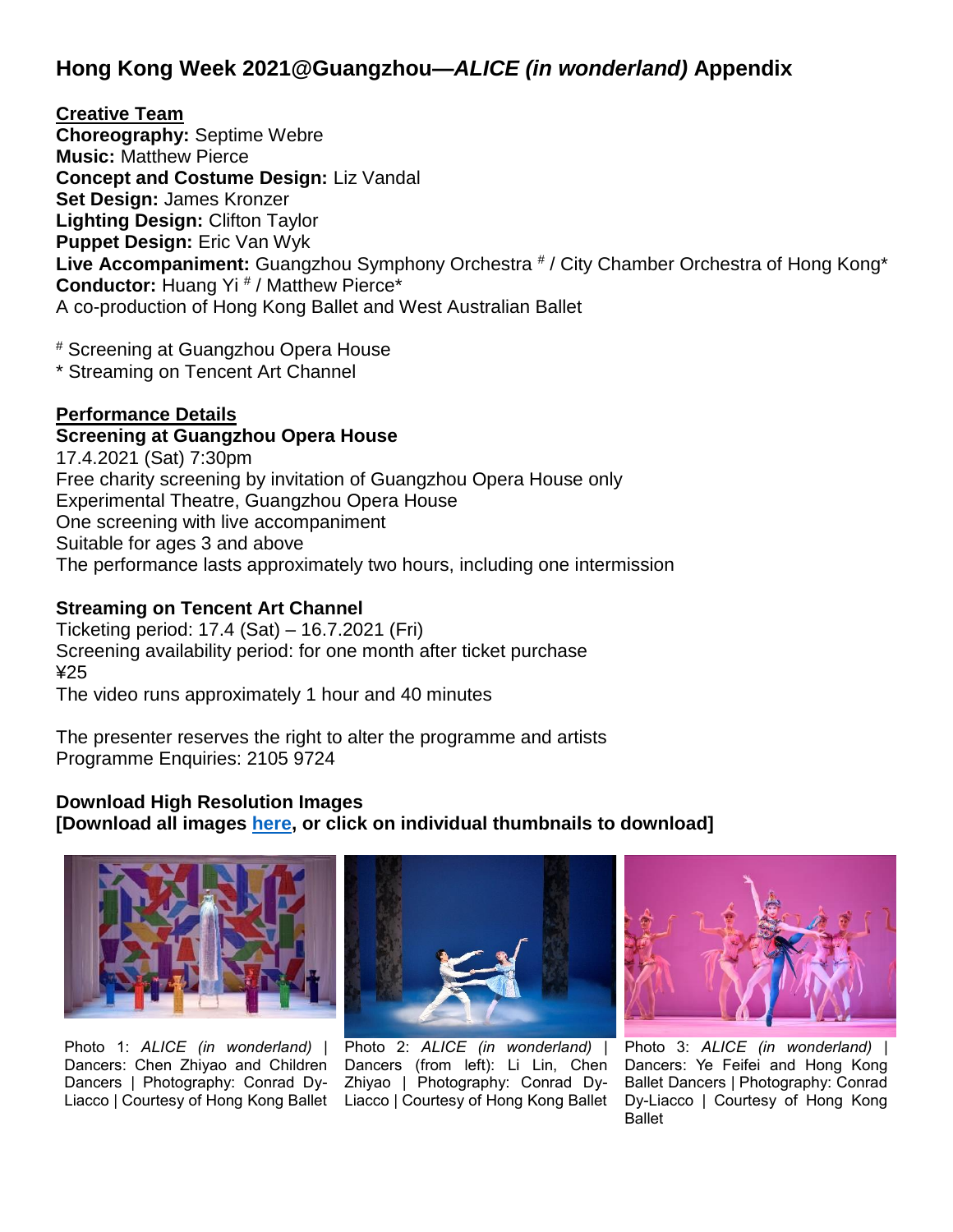# Hong Kong Week 2021@Guangzhou—*ALICE (in wonderland)* Appendix

**Creative Team**
**Choreography:** Septime Webre
**Music:** Matthew Pierce
**Concept and Costume Design:** Liz Vandal
**Set Design:** James Kronzer
**Lighting Design:** Clifton Taylor
**Puppet Design:** Eric Van Wyk
**Live Accompaniment:** Guangzhou Symphony Orchestra # / City Chamber Orchestra of Hong Kong*
**Conductor:** Huang Yi # / Matthew Pierce*
A co-production of Hong Kong Ballet and West Australian Ballet

# Screening at Guangzhou Opera House
* Streaming on Tencent Art Channel

**Performance Details**
**Screening at Guangzhou Opera House**
17.4.2021 (Sat) 7:30pm
Free charity screening by invitation of Guangzhou Opera House only
Experimental Theatre, Guangzhou Opera House
One screening with live accompaniment
Suitable for ages 3 and above
The performance lasts approximately two hours, including one intermission

**Streaming on Tencent Art Channel**
Ticketing period: 17.4 (Sat) – 16.7.2021 (Fri)
Screening availability period: for one month after ticket purchase
¥25
The video runs approximately 1 hour and 40 minutes

The presenter reserves the right to alter the programme and artists
Programme Enquiries: 2105 9724

**Download High Resolution Images**
**[Download all images here, or click on individual thumbnails to download]**

Photo 1: *ALICE (in wonderland)* | Dancers: Chen Zhiyao and Children Dancers | Photography: Conrad Dy-Liacco | Courtesy of Hong Kong Ballet

Photo 2: *ALICE (in wonderland)* | Dancers (from left): Li Lin, Chen Zhiyao | Photography: Conrad Dy-Liacco | Courtesy of Hong Kong Ballet

Photo 3: *ALICE (in wonderland)* | Dancers: Ye Feifei and Hong Kong Ballet Dancers | Photography: Conrad Dy-Liacco | Courtesy of Hong Kong Ballet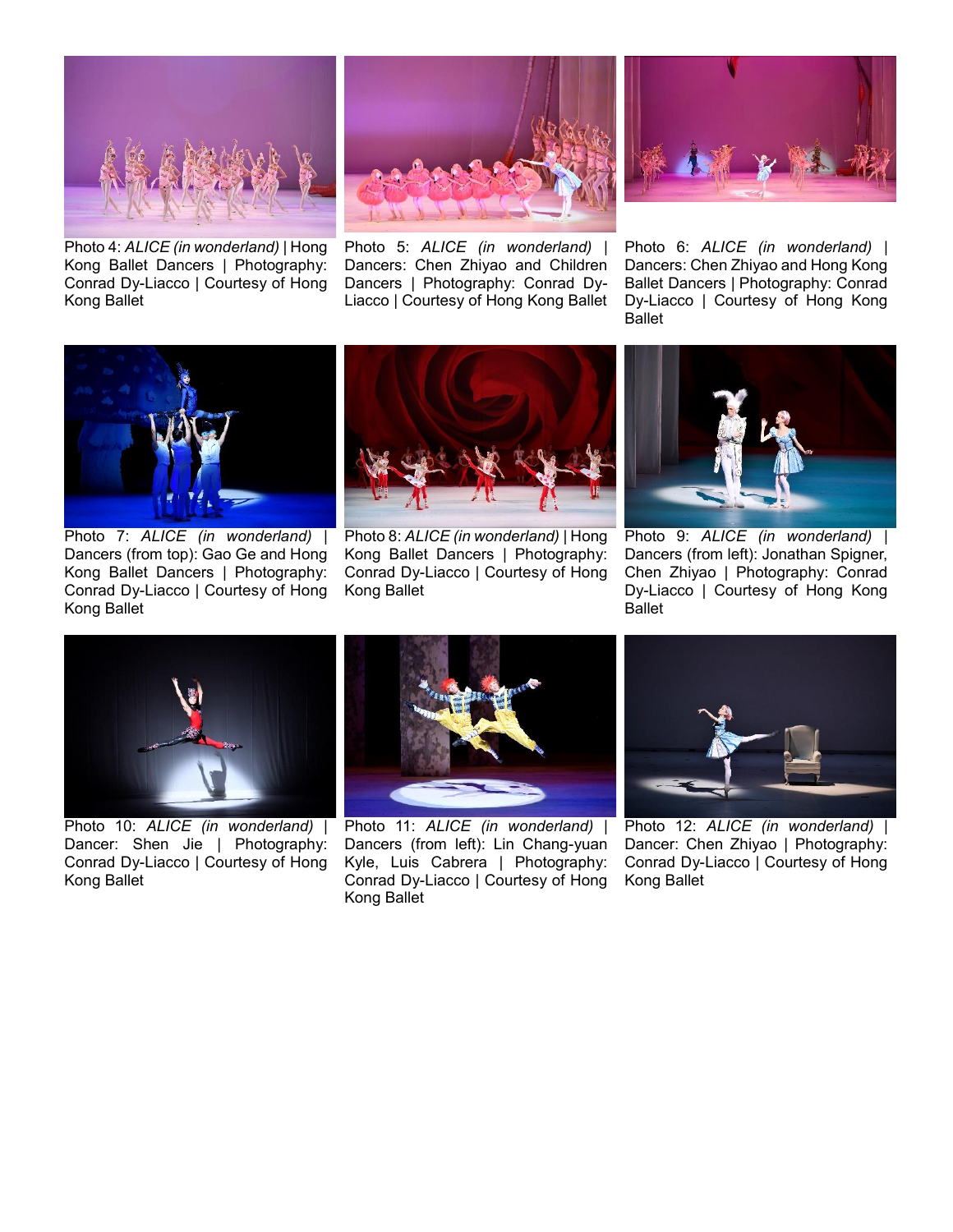Photo 4: *ALICE (in wonderland)* | Hong Kong Ballet Dancers | Photography: Conrad Dy-Liacco | Courtesy of Hong Kong Ballet

Photo 5: *ALICE (in wonderland)* | Dancers: Chen Zhiyao and Children Dancers | Photography: Conrad Dy-Liacco | Courtesy of Hong Kong Ballet

Photo 6: *ALICE (in wonderland)* | Dancers: Chen Zhiyao and Hong Kong Ballet Dancers | Photography: Conrad Dy-Liacco | Courtesy of Hong Kong Ballet

Photo 7: *ALICE (in wonderland)* | Dancers (from top): Gao Ge and Hong Kong Ballet Dancers | Photography: Conrad Dy-Liacco | Courtesy of Hong Kong Ballet

Photo 8: *ALICE (in wonderland)* | Hong Kong Ballet Dancers | Photography: Conrad Dy-Liacco | Courtesy of Hong Kong Ballet

Photo 9: *ALICE (in wonderland)* | Dancers (from left): Jonathan Spigner, Chen Zhiyao | Photography: Conrad Dy-Liacco | Courtesy of Hong Kong Ballet

Photo 10: *ALICE (in wonderland)* | Dancer: Shen Jie | Photography: Conrad Dy-Liacco | Courtesy of Hong Kong Ballet

Photo 11: *ALICE (in wonderland)* | Dancers (from left): Lin Chang-yuan Kyle, Luis Cabrera | Photography: Conrad Dy-Liacco | Courtesy of Hong Kong Ballet

Photo 12: *ALICE (in wonderland)* | Dancer: Chen Zhiyao | Photography: Conrad Dy-Liacco | Courtesy of Hong Kong Ballet